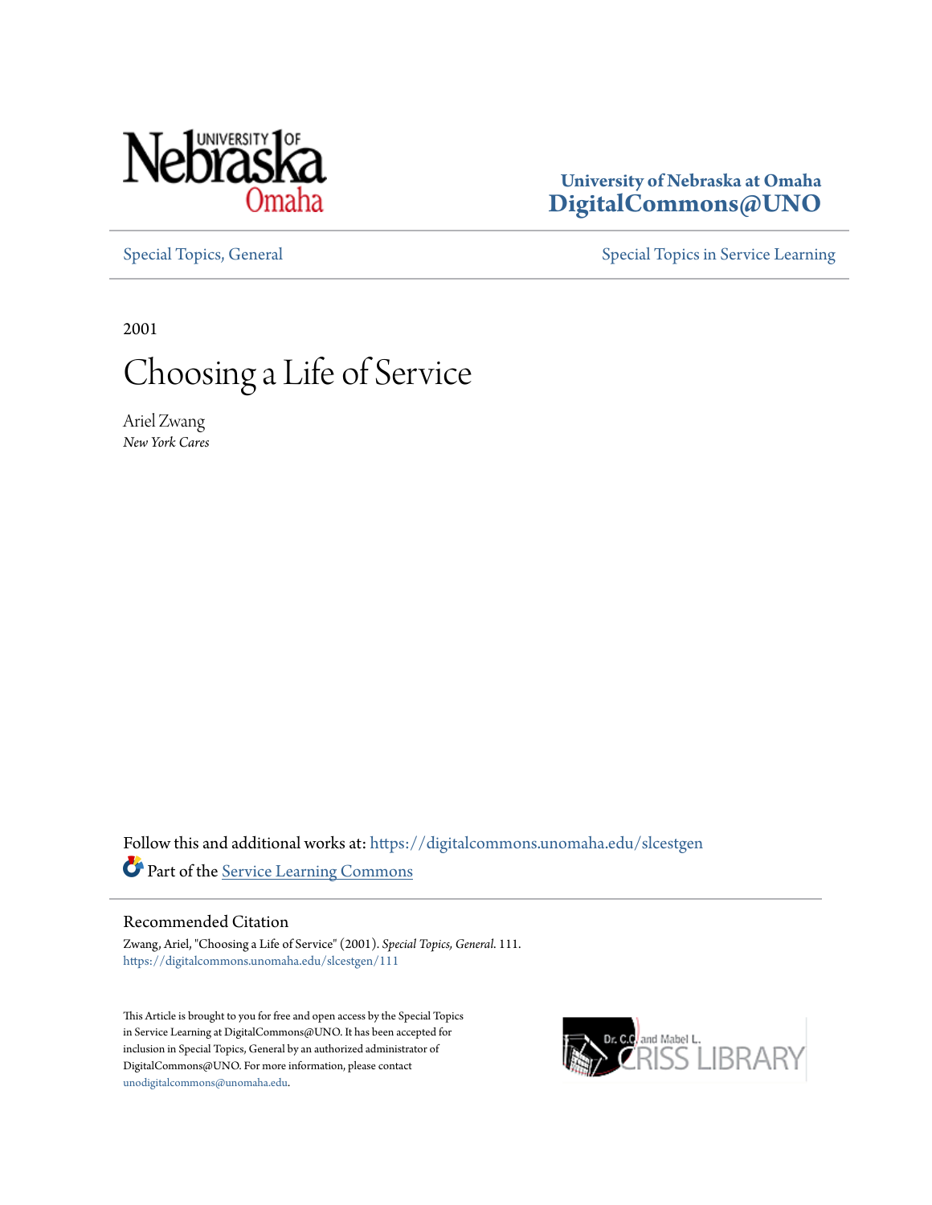University of Nebraska at Omaha
**DigitalCommons@UNO**

Special Topics, General | Special Topics in Service Learning

2001

# Choosing a Life of Service

Ariel Zwang
*New York Cares*

Follow this and additional works at: https://digitalcommons.unomaha.edu/slcestgen

Part of the Service Learning Commons

## Recommended Citation

Zwang, Ariel, "Choosing a Life of Service" (2001). *Special Topics, General*. 111.
https://digitalcommons.unomaha.edu/slcestgen/111

This Article is brought to you for free and open access by the Special Topics in Service Learning at DigitalCommons@UNO. It has been accepted for inclusion in Special Topics, General by an authorized administrator of DigitalCommons@UNO. For more information, please contact unodigitalcommons@unomaha.edu.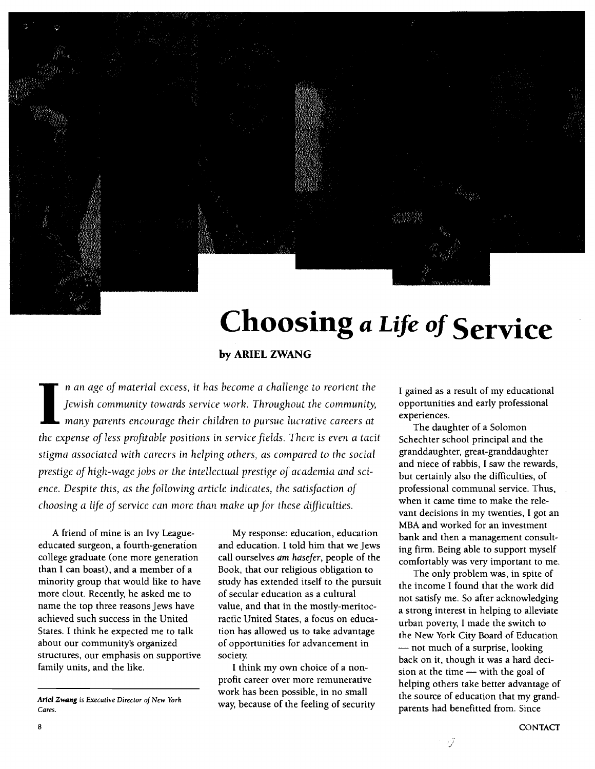# Choosing *a Life of* Service

**by ARIEL ZWANG**

*In an age of material excess, it has become a challenge to reorient the Jewish community towards service work. Throughout the community, many parents encourage their children to pursue lucrative careers at the expense of less profitable positions in service fields. There is even a tacit stigma associated with careers in helping others, as compared to the social prestige of high-wage jobs or the intellectual prestige of academia and science. Despite this, as the following article indicates, the satisfaction of choosing a life of service can more than make up for these difficulties.*

A friend of mine is an Ivy League-educated surgeon, a fourth-generation college graduate (one more generation than I can boast), and a member of a minority group that would like to have more clout. Recently, he asked me to name the top three reasons Jews have achieved such success in the United States. I think he expected me to talk about our community's organized structures, our emphasis on supportive family units, and the like.

My response: education, education and education. I told him that we Jews call ourselves *am hasefer*, people of the Book, that our religious obligation to study has extended itself to the pursuit of secular education as a cultural value, and that in the mostly-meritocractic United States, a focus on education has allowed us to take advantage of opportunities for advancement in society.

I think my own choice of a non-profit career over more remunerative work has been possible, in no small way, because of the feeling of security I gained as a result of my educational opportunities and early professional experiences.

The daughter of a Solomon Schechter school principal and the granddaughter, great-granddaughter and niece of rabbis, I saw the rewards, but certainly also the difficulties, of professional communal service. Thus, when it came time to make the relevant decisions in my twenties, I got an MBA and worked for an investment bank and then a management consulting firm. Being able to support myself comfortably was very important to me.

The only problem was, in spite of the income I found that the work did not satisfy me. So after acknowledging a strong interest in helping to alleviate urban poverty, I made the switch to the New York City Board of Education — not much of a surprise, looking back on it, though it was a hard decision at the time — with the goal of helping others take better advantage of the source of education that my grandparents had benefitted from. Since

*Ariel Zwang is Executive Director of New York Cares.*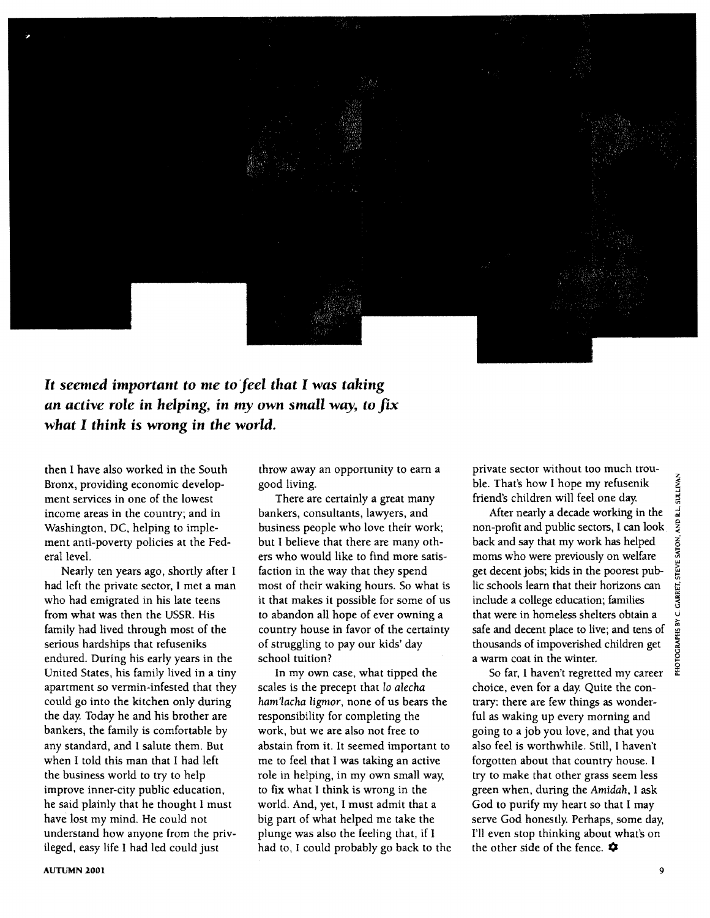***It seemed important to me to feel that I was taking an active role in helping, in my own small way, to fix what I think is wrong in the world.***

then I have also worked in the South Bronx, providing economic development services in one of the lowest income areas in the country; and in Washington, DC, helping to implement anti-poverty policies at the Federal level.

Nearly ten years ago, shortly after I had left the private sector, I met a man who had emigrated in his late teens from what was then the USSR. His family had lived through most of the serious hardships that refuseniks endured. During his early years in the United States, his family lived in a tiny apartment so vermin-infested that they could go into the kitchen only during the day. Today he and his brother are bankers, the family is comfortable by any standard, and I salute them. But when I told this man that I had left the business world to try to help improve inner-city public education, he said plainly that he thought I must have lost my mind. He could not understand how anyone from the privileged, easy life I had led could just throw away an opportunity to earn a good living.

There are certainly a great many bankers, consultants, lawyers, and business people who love their work; but I believe that there are many others who would like to find more satisfaction in the way that they spend most of their waking hours. So what is it that makes it possible for some of us to abandon all hope of ever owning a country house in favor of the certainty of struggling to pay our kids' day school tuition?

In my own case, what tipped the scales is the precept that *lo alecha ham'lacha ligmor*, none of us bears the responsibility for completing the work, but we are also not free to abstain from it. It seemed important to me to feel that I was taking an active role in helping, in my own small way, to fix what I think is wrong in the world. And, yet, I must admit that a big part of what helped me take the plunge was also the feeling that, if I had to, I could probably go back to the private sector without too much trouble. That's how I hope my refusenik friend's children will feel one day.

After nearly a decade working in the non-profit and public sectors, I can look back and say that my work has helped moms who were previously on welfare get decent jobs; kids in the poorest public schools learn that their horizons can include a college education; families that were in homeless shelters obtain a safe and decent place to live; and tens of thousands of impoverished children get a warm coat in the winter.

So far, I haven't regretted my career choice, even for a day. Quite the contrary: there are few things as wonderful as waking up every morning and going to a job you love, and that you also feel is worthwhile. Still, I haven't forgotten about that country house. I try to make that other grass seem less green when, during the *Amidah*, I ask God to purify my heart so that I may serve God honestly. Perhaps, some day, I'll even stop thinking about what's on the other side of the fence. ✿

PHOTOGRAPHS BY C. GARRET, STEVE SATON, AND R.L. SULLIVAN